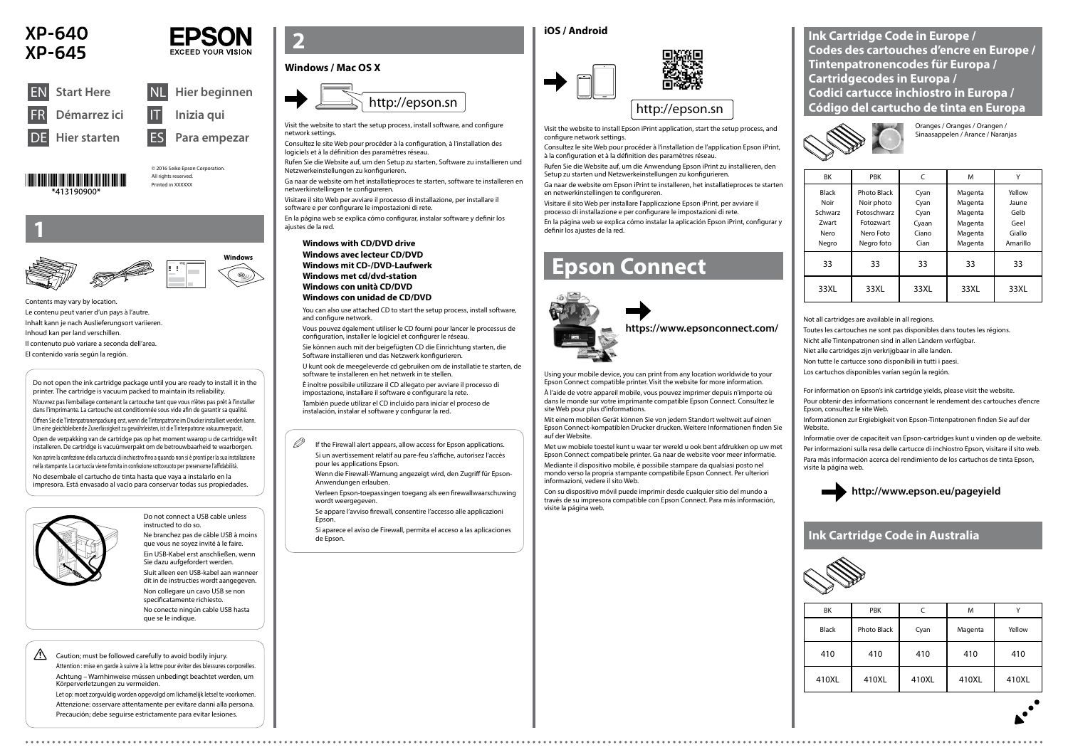# XP-640
# XP-645

EPSON
EXCEED YOUR VISION

EN Start Here
FR Démarrez ici
DE Hier starten
NL Hier beginnen
IT Inizia qui
ES Para empezar

*413190900*

© 2016 Seiko Epson Corporation.
All rights reserved.
Printed in XXXXXX

## 1

Windows

Contents may vary by location.

Le contenu peut varier d'un pays à l'autre.

Inhalt kann je nach Auslieferungsort variieren.

Inhoud kan per land verschillen.

Il contenuto può variare a seconda dell'area.

El contenido varía según la región.

Do not open the ink cartridge package until you are ready to install it in the printer. The cartridge is vacuum packed to maintain its reliability.

N'ouvrez pas l'emballage contenant la cartouche tant que vous n'êtes pas prêt à l'installer dans l'imprimante. La cartouche est conditionnée sous vide afin de garantir sa qualité.

Öffnen Sie die Tintenpatronenpackung erst, wenn die Tintenpatrone im Drucker installiert werden kann. Um eine gleichbleibende Zuverlässigkeit zu gewährleisten, ist die Tintenpatrone vakuumverpackt.

Open de verpakking van de cartridge pas op het moment waarop u de cartridge wilt installeren. De cartridge is vacuümverpakt om de betrouwbaarheid te waarborgen.

Non aprire la confezione della cartuccia di inchiostro fino a quando non si è pronti per la sua installazione nella stampante. La cartuccia viene fornita in confezione sottovuoto per preservarne l'affidabilità.

No desembale el cartucho de tinta hasta que vaya a instalarlo en la impresora. Está envasado al vacío para conservar todas sus propiedades.

Do not connect a USB cable unless instructed to do so.

Ne branchez pas de câble USB à moins que vous ne soyez invité à le faire.

Ein USB-Kabel erst anschließen, wenn Sie dazu aufgefordert werden.

Sluit alleen een USB-kabel aan wanneer dit in de instructies wordt aangegeven.

Non collegare un cavo USB se non specificatamente richiesto.

No conecte ningún cable USB hasta que se le indique.

Caution; must be followed carefully to avoid bodily injury.

Attention : mise en garde à suivre à la lettre pour éviter des blessures corporelles.

Achtung – Warnhinweise müssen unbedingt beachtet werden, um Körperverletzungen zu vermeiden.

Let op: moet zorgvuldig worden opgevolgd om lichamelijk letsel te voorkomen.

Attenzione: osservare attentamente per evitare danni alla persona.

Precaución; debe seguirse estrictamente para evitar lesiones.

## 2

### Windows / Mac OS X

http://epson.sn

Visit the website to start the setup process, install software, and configure network settings.

Consultez le site Web pour procéder à la configuration, à l'installation des logiciels et à la définition des paramètres réseau.

Rufen Sie die Website auf, um den Setup zu starten, Software zu installieren und Netzwerkeinstellungen zu konfigurieren.

Ga naar de website om het installatieproces te starten, software te installeren en netwerkinstellingen te configureren.

Visitare il sito Web per avviare il processo di installazione, per installare il software e per configurare le impostazioni di rete.

En la página web se explica cómo configurar, instalar software y definir los ajustes de la red.

**Windows with CD/DVD drive**
**Windows avec lecteur CD/DVD**
**Windows mit CD-/DVD-Laufwerk**
**Windows met cd/dvd-station**
**Windows con unità CD/DVD**
**Windows con unidad de CD/DVD**

You can also use attached CD to start the setup process, install software, and configure network.

Vous pouvez également utiliser le CD fourni pour lancer le processus de configuration, installer le logiciel et configurer le réseau.

Sie können auch mit der beigefügten CD die Einrichtung starten, die Software installieren und das Netzwerk konfigurieren.

U kunt ook de meegeleverde cd gebruiken om de installatie te starten, de software te installeren en het netwerk in te stellen.

È inoltre possibile utilizzare il CD allegato per avviare il processo di impostazione, installare il software e configurare la rete.

También puede utilizar el CD incluido para iniciar el proceso de instalación, instalar el software y configurar la red.

If the Firewall alert appears, allow access for Epson applications.

Si un avertissement relatif au pare-feu s'affiche, autorisez l'accès pour les applications Epson.

Wenn die Firewall-Warnung angezeigt wird, den Zugriff für Epson-Anwendungen erlauben.

Verleen Epson-toepassingen toegang als een firewallwaarschuwing wordt weergegeven.

Se appare l'avviso firewall, consentire l'accesso alle applicazioni Epson.

Si aparece el aviso de Firewall, permita el acceso a las aplicaciones de Epson.

### iOS / Android

http://epson.sn

Visit the website to install Epson iPrint application, start the setup process, and configure network settings.

Consultez le site Web pour procéder à l'installation de l'application Epson iPrint, à la configuration et à la définition des paramètres réseau.

Rufen Sie die Website auf, um die Anwendung Epson iPrint zu installieren, den Setup zu starten und Netzwerkeinstellungen zu konfigurieren.

Ga naar de website om Epson iPrint te installeren, het installatieproces te starten en netwerkinstellingen te configureren.

Visitare il sito Web per installare l'applicazione Epson iPrint, per avviare il processo di installazione e per configurare le impostazioni di rete.

En la página web se explica cómo instalar la aplicación Epson iPrint, configurar y definir los ajustes de la red.

## Epson Connect

**https://www.epsonconnect.com/**

Using your mobile device, you can print from any location worldwide to your Epson Connect compatible printer. Visit the website for more information.

À l'aide de votre appareil mobile, vous pouvez imprimer depuis n'importe où dans le monde sur votre imprimante compatible Epson Connect. Consultez le site Web pour plus d'informations.

Mit einem mobilen Gerät können Sie von jedem Standort weltweit auf einen Epson Connect-kompatiblen Drucker drucken. Weitere Informationen finden Sie auf der Website.

Met uw mobiele toestel kunt u waar ter wereld u ook bent afdrukken op uw met Epson Connect compatibele printer. Ga naar de website voor meer informatie.

Mediante il dispositivo mobile, è possibile stampare da qualsiasi posto nel mondo verso la propria stampante compatibile Epson Connect. Per ulteriori informazioni, vedere il sito Web.

Con su dispositivo móvil puede imprimir desde cualquier sitio del mundo a través de su impresora compatible con Epson Connect. Para más información, visite la página web.

## Ink Cartridge Code in Europe / Codes des cartouches d'encre en Europe / Tintenpatronencodes für Europa / Cartridgecodes in Europa / Codici cartucce inchiostro in Europa / Código del cartucho de tinta en Europa

Oranges / Oranges / Orangen / Sinaasappelen / Arance / Naranjas

| BK | PBK | C | M | Y |
|---|---|---|---|---|
| Black<br>Noir<br>Schwarz<br>Zwart<br>Nero<br>Negro | Photo Black<br>Noir photo<br>Fotoschwarz<br>Fotozwart<br>Nero Foto<br>Negro foto | Cyan<br>Cyan<br>Cyan<br>Cyaan<br>Ciano<br>Cian | Magenta<br>Magenta<br>Magenta<br>Magenta<br>Magenta<br>Magenta | Yellow<br>Jaune<br>Gelb<br>Geel<br>Giallo<br>Amarillo |
| 33 | 33 | 33 | 33 | 33 |
| 33XL | 33XL | 33XL | 33XL | 33XL |

Not all cartridges are available in all regions.

Toutes les cartouches ne sont pas disponibles dans toutes les régions.

Nicht alle Tintenpatronen sind in allen Ländern verfügbar.

Niet alle cartridges zijn verkrijgbaar in alle landen.

Non tutte le cartucce sono disponibili in tutti i paesi.

Los cartuchos disponibles varían según la región.

For information on Epson's ink cartridge yields, please visit the website.

Pour obtenir des informations concernant le rendement des cartouches d'encre Epson, consultez le site Web.

Informationen zur Ergiebigkeit von Epson-Tintenpatronen finden Sie auf der Website.

Informatie over de capaciteit van Epson-cartridges kunt u vinden op de website.

Per informazioni sulla resa delle cartucce di inchiostro Epson, visitare il sito web.

Para más información acerca del rendimiento de los cartuchos de tinta Epson, visite la página web.

**http://www.epson.eu/pageyield**

## Ink Cartridge Code in Australia

| BK | PBK | C | M | Y |
|---|---|---|---|---|
| Black | Photo Black | Cyan | Magenta | Yellow |
| 410 | 410 | 410 | 410 | 410 |
| 410XL | 410XL | 410XL | 410XL | 410XL |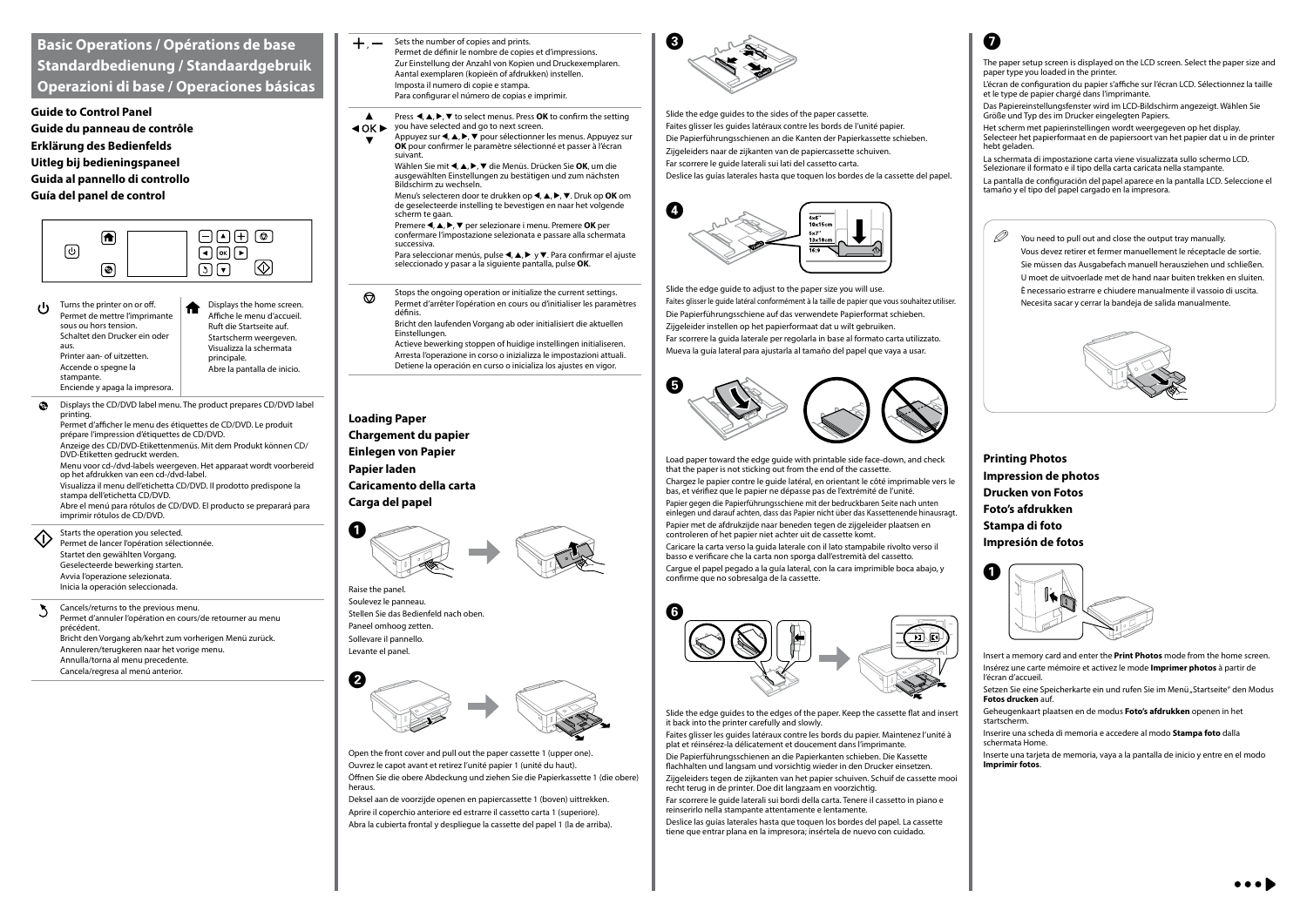# Basic Operations / Opérations de base
# Standardbedienung / Standaardgebruik
# Operazioni di base / Operaciones básicas

## Guide to Control Panel
## Guide du panneau de contrôle
## Erklärung des Bedienfelds
## Uitleg bij bedieningspaneel
## Guida al pannello di controllo
## Guía del panel de control

Turns the printer on or off.
Permet de mettre l'imprimante sous ou hors tension.
Schaltet den Drucker ein oder aus.
Printer aan- of uitzetten.
Accende o spegne la stampante.
Enciende y apaga la impresora.

Displays the home screen.
Affiche le menu d'accueil.
Ruft die Startseite auf.
Startscherm weergeven.
Visualizza la schermata principale.
Abre la pantalla de inicio.

Displays the CD/DVD label menu. The product prepares CD/DVD label printing.
Permet d'afficher le menu des étiquettes de CD/DVD. Le produit prépare l'impression d'étiquettes de CD/DVD.
Anzeige des CD/DVD-Etikettenmenüs. Mit dem Produkt können CD/DVD-Etiketten gedruckt werden.
Menu voor cd-/dvd-labels weergeven. Het apparaat wordt voorbereid op het afdrukken van een cd-/dvd-label.
Visualizza il menu dell'etichetta CD/DVD. Il prodotto predispone la stampa dell'etichetta CD/DVD.
Abre el menú para rótulos de CD/DVD. El producto se preparará para imprimir rótulos de CD/DVD.

Starts the operation you selected.
Permet de lancer l'opération sélectionnée.
Startet den gewählten Vorgang.
Geselecteerde bewerking starten.
Avvia l'operazione selezionata.
Inicia la operación seleccionada.

Cancels/returns to the previous menu.
Permet d'annuler l'opération en cours/de retourner au menu précédent.
Bricht den Vorgang ab/kehrt zum vorherigen Menü zurück.
Annuleren/terugkeren naar het vorige menu.
Annulla/torna al menu precedente.
Cancela/regresa al menú anterior.

+, –

Sets the number of copies and prints.
Permet de définir le nombre de copies et d'impressions.
Zur Einstellung der Anzahl von Kopien und Druckexemplaren.
Aantal exemplaren (kopieën of afdrukken) instellen.
Imposta il numero di copie e stampa.
Para configurar el número de copias e imprimir.

▲ ◀ OK ▶ ▼

Press ◀, ▲, ▶, ▼ to select menus. Press **OK** to confirm the setting you have selected and go to next screen.
Appuyez sur ◀, ▲, ▶, ▼ pour sélectionner les menus. Appuyez sur **OK** pour confirmer le paramètre sélectionné et passer à l'écran suivant.
Wählen Sie mit ◀, ▲, ▶, ▼ die Menüs. Drücken Sie **OK**, um die ausgewählten Einstellungen zu bestätigen und zum nächsten Bildschirm zu wechseln.
Menu's selecteren door te drukken op ◀, ▲, ▶, ▼. Druk op **OK** om de geselecteerde instelling te bevestigen en naar het volgende scherm te gaan.
Premere ◀, ▲, ▶, ▼ per selezionare i menu. Premere **OK** per confermare l'impostazione selezionata e passare alla schermata successiva.
Para seleccionar menús, pulse ◀, ▲, ▶ y ▼. Para confirmar el ajuste seleccionado y pasar a la siguiente pantalla, pulse **OK**.

Stops the ongoing operation or initialize the current settings.
Permet d'arrêter l'opération en cours ou d'initialiser les paramètres définis.
Bricht den laufenden Vorgang ab oder initialisiert die aktuellen Einstellungen.
Actieve bewerking stoppen of huidige instellingen initialiseren.
Arresta l'operazione in corso o inizializza le impostazioni attuali.
Detiene la operación en curso o inicializa los ajustes en vigor.

## Loading Paper
## Chargement du papier
## Einlegen von Papier
## Papier laden
## Caricamento della carta
## Carga del papel

**1**

Raise the panel.
Soulevez le panneau.
Stellen Sie das Bedienfeld nach oben.
Paneel omhoog zetten.
Sollevare il pannello.
Levante el panel.

**2**

Open the front cover and pull out the paper cassette 1 (upper one).
Ouvrez le capot avant et retirez l'unité papier 1 (unité du haut).
Öffnen Sie die obere Abdeckung und ziehen Sie die Papierkassette 1 (die obere) heraus.
Deksel aan de voorzijde openen en papiercassette 1 (boven) uittrekken.
Aprire il coperchio anteriore ed estrarre il cassetto carta 1 (superiore).
Abra la cubierta frontal y despliegue la cassette del papel 1 (la de arriba).

**3**

Slide the edge guides to the sides of the paper cassette.
Faites glisser les guides latéraux contre les bords de l'unité papier.
Die Papierführungsschienen an die Kanten der Papierkassette schieben.
Zijgeleiders naar de zijkanten van de papiercassette schuiven.
Far scorrere le guide laterali sui lati del cassetto carta.
Deslice las guías laterales hasta que toquen los bordes de la cassette del papel.

**4**

4x6" 10x15cm
5x7" 13x18cm
16:9

Slide the edge guide to adjust to the paper size you will use.
Faites glisser le guide latéral conformément à la taille de papier que vous souhaitez utiliser.
Die Papierführungsschiene auf das verwendete Papierformat schieben.
Zijgeleider instellen op het papierformaat dat u wilt gebruiken.
Far scorrere la guida laterale per regolarla in base al formato carta utilizzato.
Mueva la guía lateral para ajustarla al tamaño del papel que vaya a usar.

**5**

Load paper toward the edge guide with printable side face-down, and check that the paper is not sticking out from the end of the cassette.
Chargez le papier contre le guide latéral, en orientant le côté imprimable vers le bas, et vérifiez que le papier ne dépasse pas de l'extrémité de l'unité.
Papier gegen die Papierführungsschiene mit der bedruckbaren Seite nach unten einlegen und darauf achten, dass das Papier nicht über das Kassettenende hinausragt.
Papier met de afdrukzijde naar beneden tegen de zijgeleider plaatsen en controleren of het papier niet achter uit de cassette komt.
Caricare la carta verso la guida laterale con il lato stampabile rivolto verso il basso e verificare che la carta non sporga dall'estremità del cassetto.
Cargue el papel pegado a la guía lateral, con la cara imprimible boca abajo, y confirme que no sobresalga de la cassette.

**6**

Slide the edge guides to the edges of the paper. Keep the cassette flat and insert it back into the printer carefully and slowly.
Faites glisser les guides latéraux contre les bords du papier. Maintenez l'unité à plat et réinsérez-la délicatement et doucement dans l'imprimante.
Die Papierführungsschienen an die Papierkanten schieben. Die Kassette flachhalten und langsam und vorsichtig wieder in den Drucker einsetzen.
Zijgeleiders tegen de zijkanten van het papier schuiven. Schuif de cassette mooi recht terug in de printer. Doe dit langzaam en voorzichtig.
Far scorrere le guide laterali sui bordi della carta. Tenere il cassetto in piano e reinserirlo nella stampante attentamente e lentamente.
Deslice las guías laterales hasta que toquen los bordes del papel. La cassette tiene que entrar plana en la impresora; insértela de nuevo con cuidado.

**7**

The paper setup screen is displayed on the LCD screen. Select the paper size and paper type you loaded in the printer.
L'écran de configuration du papier s'affiche sur l'écran LCD. Sélectionnez la taille et le type de papier chargé dans l'imprimante.
Das Papiereinstellungsfenster wird im LCD-Bildschirm angezeigt. Wählen Sie Größe und Typ des im Drucker eingelegten Papiers.
Het scherm met papierinstellingen wordt weergegeven op het display. Selecteer het papierformaat en de papiersoort van het papier dat u in de printer hebt geladen.
La schermata di impostazione carta viene visualizzata sullo schermo LCD. Selezionare il formato e il tipo della carta caricata nella stampante.
La pantalla de configuración del papel aparece en la pantalla LCD. Seleccione el tamaño y el tipo del papel cargado en la impresora.

You need to pull out and close the output tray manually.
Vous devez retirer et fermer manuellement le réceptacle de sortie.
Sie müssen das Ausgabefach manuell herausziehen und schließen.
U moet de uitvoerlade met de hand naar buiten trekken en sluiten.
È necessario estrarre e chiudere manualmente il vassoio di uscita.
Necesita sacar y cerrar la bandeja de salida manualmente.

## Printing Photos
## Impression de photos
## Drucken von Fotos
## Foto's afdrukken
## Stampa di foto
## Impresión de fotos

**1**

Insert a memory card and enter the **Print Photos** mode from the home screen.
Insérez une carte mémoire et activez le mode **Imprimer photos** à partir de l'écran d'accueil.
Setzen Sie eine Speicherkarte ein und rufen Sie im Menü „Startseite" den Modus **Fotos drucken** auf.
Geheugenkaart plaatsen en de modus **Foto's afdrukken** openen in het startscherm.
Inserire una scheda di memoria e accedere al modo **Stampa foto** dalla schermata Home.
Inserte una tarjeta de memoria, vaya a la pantalla de inicio y entre en el modo **Imprimir fotos**.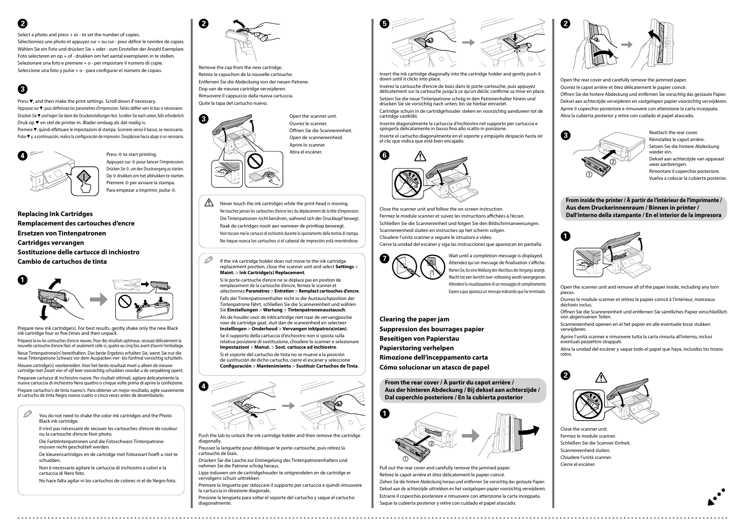**2**

Select a photo and press + or - to set the number of copies.
Sélectionnez une photo et appuyez sur + ou sur - pour définir le nombre de copies.
Wählen Sie ein Foto und drücken Sie + oder - zum Einstellen der Anzahl Exemplare.
Foto selecteren en op + of - drukken om het aantal exemplaren in te stellen.
Selezionare una foto e premere + o - per impostare il numero di copie.
Seleccione una foto y pulse + o - para configurar el número de copias.

**3**

Press ▼, and then make the print settings. Scroll down if necessary.
Appuyez sur ▼, puis définissez les paramètres d'impression. Faites défiler vers le bas si nécessaire.
Drücken Sie ▼ und legen Sie dann die Druckeinstellungen fest. Scrollen Sie nach unten, falls erforderlich.
Druk op ▼ en stel de printer in. Blader omlaag als dat nodig is.
Premere ▼, quindi effettuare le impostazioni di stampa. Scorrere verso il basso, se necessario.
Pulse ▼ y, a continuación, realice la configuración de impresión. Desplácese hacia abajo si es necesario.

**4**

Press ◇ to start printing.
Appuyez sur ◇ pour lancer l'impression.
Drücken Sie ◇, um den Druckvorgang zu starten.
Op ◇ drukken om het afdrukken te starten.
Premere ◇ per avviare la stampa.
Para empezar a imprimir, pulse ◇.

## Replacing Ink Cartridges
## Remplacement des cartouches d'encre
## Ersetzen von Tintenpatronen
## Cartridges vervangen
## Sostituzione delle cartucce di inchiostro
## Cambio de cartuchos de tinta

**1**

Prepare new ink cartridge(s). For best results, gently shake only the new Black ink cartridge four or five times and then unpack.

Préparez la ou les cartouches d'encre neuves. Pour des résultats optimaux, secouez délicatement la nouvelle cartouche d'encre Noir, et seulement celle-ci, quatre ou cinq fois avant d'ouvrir l'emballage.

Neue Tintenpatrone(n) bereithalten. Das beste Ergebnis erhalten Sie, wenn Sie nur die neue Tintenpatrone Schwarz vor dem Auspacken vier- bis fünfmal vorsichtig schütteln.

Nieuwe cartridge(s) voorbereiden. Voor het beste resultaat moet u alleen de nieuwe cartridge met Zwart vier of vijf keer voorzichtig schudden voordat u de verpakking opent.

Preparare cartucce di inchiostro nuove. Per risultati ottimali, agitare delicatamente la nuova cartuccia di inchiostro Nero quattro o cinque volte prima di aprire la confezione.

Prepare cartucho/s de tinta nuevo/s. Para obtener un mejor resultado, agite suavemente el cartucho de tinta Negro nuevo cuatro o cinco veces antes de desembalarlo.

> You do not need to shake the color ink cartridges and the Photo Black ink cartridge.
>
> Il n'est pas nécessaire de secouer les cartouches d'encre de couleur ou la cartouche d'encre Noir photo.
>
> Die Farbtintenpatronen und die Fotoschwarz-Tintenpatrone müssen nicht geschüttelt werden.
>
> De kleurencartridges en de cartridge met Fotozwart hoeft u niet te schudden.
>
> Non è necessario agitare le cartucce di inchiostro a colori e la cartuccia di Nero foto.
>
> No hace falta agitar ni los cartuchos de colores ni el de Negro foto.

**2**

Remove the cap from the new cartridge.
Retirez le capuchon de la nouvelle cartouche.
Entfernen Sie die Abdeckung von der neuen Patrone.
Dop van de nieuwe cartridge verwijderen.
Rimuovere il cappuccio dalla nuova cartuccia.
Quite la tapa del cartucho nuevo.

**3**

Open the scanner unit.
Ouvrez le scanner.
Öffnen Sie die Scannereinheit.
Open de scannereenheid.
Aprire lo scanner.
Abra el escáner.

> ⚠ Never touch the ink cartridges while the print head is moving.
>
> Ne touchez jamais les cartouches d'encre lors du déplacement de la tête d'impression.
>
> Die Tintenpatronen nicht berühren, während sich der Druckkopf bewegt.
>
> Raak de cartridges nooit aan wanneer de printkop beweegt.
>
> Non toccare mai le cartucce di inchiostro durante lo spostamento della testina di stampa.
>
> No toque nunca los cartuchos si el cabezal de impresión está moviéndose.

> If the ink cartridge holder does not move to the ink cartridge replacement position, close the scanner unit and select **Settings** > **Maint.** > **Ink Cartridge(s) Replacement**.
>
> Si le porte-cartouche d'encre ne se déplace pas en position de remplacement de la cartouche d'encre, fermez le scanner et sélectionnez **Paramètres** > **Entretien** > **Remplact cartouches d'encre**.
>
> Falls der Tintenpatronenhalter nicht in die Austauschposition der Tintenpatrone fährt, schließen Sie die Scannereinheit und wählen Sie **Einstellungen** > **Wartung** > **Tintenpatronenaustausch**.
>
> Als de houder voor de inktcartridge niet naar de vervangpositie voor de cartridge gaat, sluit dan de scannereenheid en selecteer **Instellingen** > **Onderhoud** > **Vervangen inktpatro(o)n(en)**.
>
> Se il supporto della cartuccia d'inchiostro non si sposta sulla relativa posizione di sostituzione, chiudere lo scanner e selezionare **Impostazioni** > **Manut.** > **Sost. cartucce ad inchiostro**.
>
> Si el soporte del cartucho de tinta no se mueve a la posición de sustitución de dicho cartucho, cierre el escáner y seleccione **Configuración** > **Mantenimiento** > **Sustituir Cartuchos de Tinta**.

**4**

Push the tab to unlock the ink cartridge holder and then remove the cartridge diagonally.

Poussez la languette pour débloquer le porte-cartouche, puis retirez la cartouche de biais.

Drücken Sie die Lasche zur Entriegelung des Tintenpatronenhalters und nehmen Sie die Patrone schräg heraus.

Lipje induwen om de cartridgehouder te ontgrendelen en de cartridge er vervolgens schuin uittrekken.

Premere la linguetta per sbloccare il supporto per cartuccia e quindi rimuovere la cartuccia in direzione diagonale.

Presione la lengüeta para soltar el soporte del cartucho y saque el cartucho diagonalmente.

**5**

Insert the ink cartridge diagonally into the cartridge holder and gently push it down until it clicks into place.

Insérez la cartouche d'encre de biais dans le porte-cartouche, puis appuyez délicatement sur la cartouche jusqu'à ce qu'un déclic confirme sa mise en place.

Setzen Sie die neue Tintenpatrone schräg in den Patronenhalter hinein und drücken Sie sie vorsichtig nach unten, bis sie hörbar einrastet.

Cartridge schuin in de cartridgehouder steken en voorzichtig aanduwen tot de cartridge vastklikt.

Inserire diagonalmente la cartuccia d'inchiostro nel supporto per cartuccia e spingerla delicatamente in basso fino allo scatto in posizione.

Inserte el cartucho diagonalmente en el soporte y empújelo despacio hasta oír el clic que indica que está bien encajado.

**6**

Close the scanner unit and follow the on-screen instruction.
Fermez le module scanner et suivez les instructions affichées à l'écran.
Schließen Sie die Scannereinheit und folgen Sie den Bildschirmanweisungen.
Scannereenheid sluiten en instructies op het scherm volgen.
Chiudere l'unità scanner e seguire le istruzioni a video.
Cierre la unidad del escáner y siga las instrucciones que aparezcan en pantalla.

**7**

Wait until a completion message is displayed.
Attendez qu'un message de finalisation s'affiche.
Warten Sie, bis eine Meldung den Abschluss des Vorgangs anzeigt.
Wacht tot een bericht over voltooiing wordt weergegeven.
Attendere la visualizzazione di un messaggio di completamento.
Espere a que aparezca un mensaje indicando que ha terminado.

## Clearing the paper jam
## Suppression des bourrages papier
## Beseitigen von Papierstau
## Papierstoring verhelpen
## Rimozione dell'inceppamento carta
## Cómo solucionar un atasco de papel

### From the rear cover / À partir du capot arrière / Aus der hinteren Abdeckung / Bij deksel aan achterzijde / Dal coperchio posteriore / En la cubierta posterior

**1**

Pull out the rear cover and carefully remove the jammed paper.
Retirez le capot arrière et ôtez délicatement le papier coincé.
Ziehen Sie die hintere Abdeckung heraus und entfernen Sie vorsichtig das gestaute Papier.
Deksel aan de achterzijde uittrekken en het vastgelopen papier voorzichtig verwijderen.
Estrarre il coperchio posteriore e rimuovere con attenzione la carta inceppata.
Saque la cubierta posterior y retire con cuidado el papel atascado.

**2**

Open the rear cover and carefully remove the jammed paper.
Ouvrez le capot arrière et ôtez délicatement le papier coincé.
Öffnen Sie die hintere Abdeckung und entfernen Sie vorsichtig das gestaute Papier.
Deksel aan achterzijde verwijderen en vastgelopen papier voorzichtig verwijderen.
Aprire il coperchio posteriore e rimuovere con attenzione la carta inceppata.
Abra la cubierta posterior y retire con cuidado el papel atascado.

**3**

Reattach the rear cover.
Réinstallez le capot arrière.
Setzen Sie die hintere Abdeckung wieder ein.
Deksel aan achterzijde van apparaat weer aanbrengen.
Rimontare il coperchio posteriore.
Vuelva a colocar la cubierta posterior.

### From inside the printer / À partir de l'intérieur de l'imprimante / Aus dem Druckerinnenraum / Binnen in printer / Dall'interno della stampante / En el interior de la impresora

**1**

Open the scanner unit and remove all of the paper inside, including any torn pieces.

Ouvrez le module scanner et retirez le papier coincé à l'intérieur, morceaux déchirés inclus.

Öffnen Sie die Scannereinheit und entfernen Sie sämtliches Papier einschließlich von abgerissenen Teilen.

Scannereenheid openen en al het papier en alle eventuele losse stukken verwijderen.

Aprire l'unità scanner e rimuovere tutta la carta rimasta all'interno, inclusi eventuali pezzettini strappati.

Abra la unidad del escáner y saque todo el papel que haya, incluidos los trozos rotos.

**2**

Close the scanner unit.
Fermez le module scanner.
Schließen Sie die Scanner-Einheit.
Scannereenheid sluiten.
Chiudere l'unità scanner.
Cierre el escáner.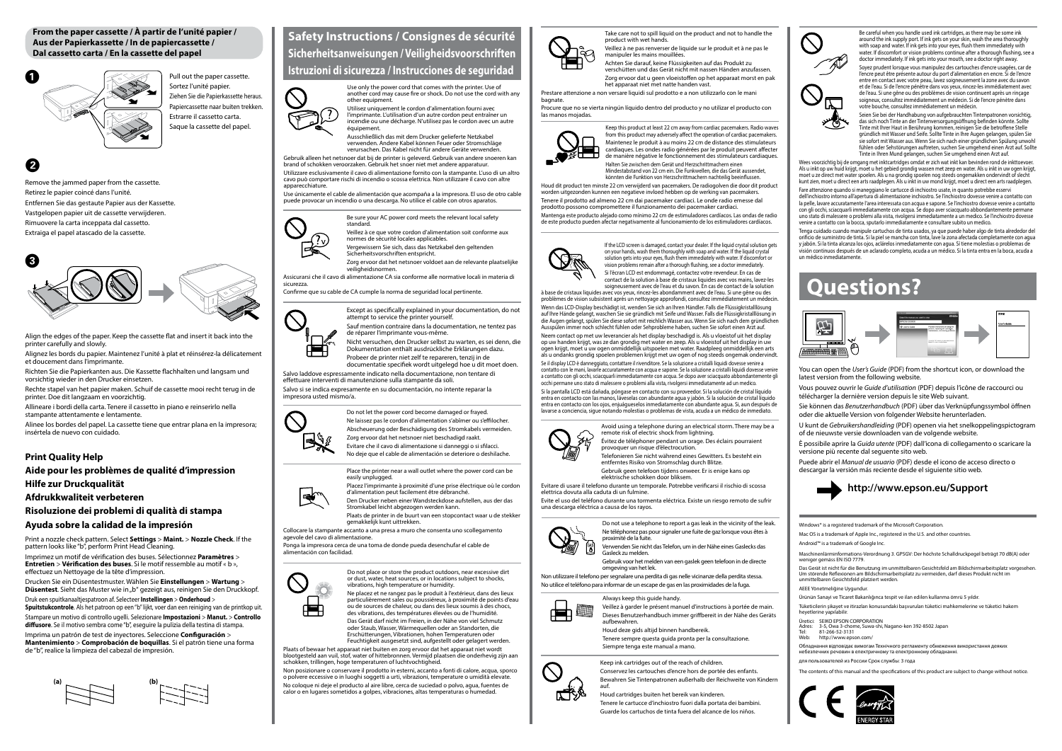**From the paper cassette / À partir de l'unité papier / Aus der Papierkassette / In de papiercassette / Dal cassetto carta / En la cassette del papel**

1

Pull out the paper cassette.
Sortez l'unité papier.
Ziehen Sie die Papierkassette heraus.
Papiercassette naar buiten trekken.
Estrarre il cassetto carta.
Saque la cassette del papel.

2

Remove the jammed paper from the cassette.
Retirez le papier coincé dans l'unité.
Entfernen Sie das gestaute Papier aus der Kassette.
Vastgelopen papier uit cassette verwijderen.
Rimuovere la carta inceppata dal cassetto.
Extraiga el papel atascado de la cassette.

3

Align the edges of the paper. Keep the cassette flat and insert it back into the printer carefully and slowly.

Alignez les bords du papier. Maintenez l'unité à plat et réinsérez-la délicatement et doucement dans l'imprimante.

Richten Sie die Papierkanten aus. Die Kassette flachhalten und langsam und vorsichtig wieder in den Drucker einsetzen.

Rechte stapel van het papier maken. Schuif de cassette mooi recht terug in de printer. Doe dit langzaam en voorzichtig.

Allineare i bordi della carta. Tenere il cassetto in piano e reinserirlo nella stampante attentamente e lentamente.

Alinee los bordes del papel. La cassette tiene que entrar plana en la impresora; insértela de nuevo con cuidado.

## Print Quality Help
## Aide pour les problèmes de qualité d'impression
## Hilfe zur Druckqualität
## Afdrukkwaliteit verbeteren
## Risoluzione dei problemi di qualità di stampa
## Ayuda sobre la calidad de la impresión

Print a nozzle check pattern. Select **Settings** > **Maint.** > **Nozzle Check**. If the pattern looks like "b", perform Print Head Cleaning.

Imprimez un motif de vérification des buses. Sélectionnez **Paramètres** > **Entretien** > **Vérification des buses**. Si le motif ressemble au motif « b », effectuez un Nettoyage de la tête d'impression.

Drucken Sie ein Düsentestmuster. Wählen Sie **Einstellungen** > **Wartung** > **Düsentest**. Sieht das Muster wie in „b" gezeigt aus, reinigen Sie den Druckkopf.

Druk een spuitkanaaltjespatroon af. Selecteer **Instellingen** > **Onderhoud** > **Spuitstukcontrole**. Als het patroon op een "b" lijkt, voer dan een reiniging van de printkop uit.

Stampare un motivo di controllo ugelli. Selezionare **Impostazioni** > **Manut.** > **Controllo diffusore**. Se il motivo sembra come "b", eseguire la pulizia della testina di stampa.

Imprima un patrón de test de inyectores. Seleccione **Configuración** > **Mantenimiento** > **Comprobación de boquillas**. Si el patrón tiene una forma de "b", realice la limpieza del cabezal de impresión.

(a) (b)

## Safety Instructions / Consignes de sécurité
## Sicherheitsanweisungen / Veiligheidsvoorschriften
## Istruzioni di sicurezza / Instrucciones de seguridad

Use only the power cord that comes with the printer. Use of another cord may cause fire or shock. Do not use the cord with any other equipment.

Utilisez uniquement le cordon d'alimentation fourni avec l'imprimante. L'utilisation d'un autre cordon peut entraîner un incendie ou une décharge. N'utilisez pas le cordon avec un autre équipement.

Ausschließlich das mit dem Drucker gelieferte Netzkabel verwenden. Andere Kabel können Feuer oder Stromschläge verursachen. Das Kabel nicht für andere Geräte verwenden.

Gebruik alleen het netsnoer dat bij de printer is geleverd. Gebruik van andere snoeren kan brand of schokken veroorzaken. Gebruik het snoer niet met andere apparatuur.

Utilizzare esclusivamente il cavo di alimentazione fornito con la stampante. L'uso di un altro cavo può comportare rischi di incendio o scossa elettrica. Non utilizzare il cavo con altre apparecchiature.

Use únicamente el cable de alimentación que acompaña a la impresora. El uso de otro cable puede provocar un incendio o una descarga. No utilice el cable con otros aparatos.

Be sure your AC power cord meets the relevant local safety standard.

Veillez à ce que votre cordon d'alimentation soit conforme aux normes de sécurité locales applicables.

Vergewissern Sie sich, dass das Netzkabel den geltenden Sicherheitsvorschriften entspricht.

Zorg ervoor dat het netsnoer voldoet aan de relevante plaatselijke veiligheidsnormen.

Assicurarsi che il cavo di alimentazione CA sia conforme alle normative locali in materia di sicurezza.

Confirme que su cable de CA cumple la norma de seguridad local pertinente.

Except as specifically explained in your documentation, do not attempt to service the printer yourself.

Sauf mention contraire dans la documentation, ne tentez pas de réparer l'imprimante vous-même.

Nicht versuchen, den Drucker selbst zu warten, es sei denn, die Dokumentation enthält ausdrückliche Erklärungen dazu.

Probeer de printer niet zelf te repareren, tenzij in de documentatie specifiek wordt uitgelegd hoe u dit moet doen.

Salvo laddove espressamente indicato nella documentazione, non tentare di effettuare interventi di manutenzione sulla stampante da soli.

Salvo si se indica expresamente en su documentación, no intente reparar la impresora usted mismo/a.

Do not let the power cord become damaged or frayed.

Ne laissez pas le cordon d'alimentation s'abîmer ou s'effilocher.

Abscheuerung oder Beschädigung des Stromkabels vermeiden.

Zorg ervoor dat het netsnoer niet beschadigd raakt.

Evitare che il cavo di alimentazione si danneggi o si sfilacci.

No deje que el cable de alimentación se deteriore o deshilache.

Place the printer near a wall outlet where the power cord can be easily unplugged.

Placez l'imprimante à proximité d'une prise électrique où le cordon d'alimentation peut facilement être débranché.

Den Drucker neben einer Wandsteckdose aufstellen, aus der das Stromkabel leicht abgezogen werden kann.

Plaats de printer in de buurt van een stopcontact waar u de stekker gemakkelijk kunt uittrekken.

Collocare la stampante accanto a una presa a muro che consenta uno scollegamento agevole del cavo di alimentazione.

Ponga la impresora cerca de una toma de donde pueda desenchufar el cable de alimentación con facilidad.

Do not place or store the product outdoors, near excessive dirt or dust, water, heat sources, or in locations subject to shocks, vibrations, high temperature or humidity.

Ne placez et ne rangez pas le produit à l'extérieur, dans des lieux particulièrement sales ou poussiéreux, à proximité de points d'eau ou de sources de chaleur, ou dans des lieux soumis à des chocs, des vibrations, des températures élevées ou de l'humidité.

Das Gerät darf nicht im Freien, in der Nähe von viel Schmutz oder Staub, Wasser, Wärmequellen oder an Standorten, die Erschütterungen, Vibrationen, hohen Temperaturen oder Feuchtigkeit ausgesetzt sind, aufgestellt oder gelagert werden.

Plaats of bewaar het apparaat niet buiten en zorg ervoor dat het apparaat niet wordt blootgesteld aan vuil, stof, water of hittebronnen. Vermijd plaatsen die onderhevig zijn aan schokken, trillingen, hoge temperaturen of luchtvochtigheid.

Non posizionare o conservare il prodotto in esterni, accanto a fonti di calore, acqua, sporco o polvere eccessive o in luoghi soggetti a urti, vibrazioni, temperature o umidità elevate.

No coloque ni deje el producto al aire libre, cerca de suciedad o polvo, agua, fuentes de calor o en lugares sometidos a golpes, vibraciones, altas temperaturas o humedad.

Take care not to spill liquid on the product and not to handle the product with wet hands.

Veillez à ne pas renverser de liquide sur le produit et à ne pas le manipuler les mains mouillées.

Achten Sie darauf, keine Flüssigkeiten auf das Produkt zu verschütten und das Gerät nicht mit nassen Händen anzufassen.

Zorg ervoor dat u geen vloeistoffen op het apparaat morst en pak het apparaat niet met natte handen vast.

Prestare attenzione a non versare liquidi sul prodotto e a non utilizzarlo con le mani bagnate.

Procure que no se vierta ningún líquido dentro del producto y no utilizar el producto con las manos mojadas.

Keep this product at least 22 cm away from cardiac pacemakers. Radio waves from this product may adversely affect the operation of cardiac pacemakers.

Maintenez le produit à au moins 22 cm de distance des stimulateurs cardiaques. Les ondes radio générées par le produit peuvent affecter de manière négative le fonctionnement des stimulateurs cardiaques.

Halten Sie zwischen dem Gerät und Herzschrittmachern einen Mindestabstand von 22 cm ein. Die Funkwellen, die das Gerät aussendet, könnten die Funktion von Herzschrittmachern nachteilig beeinflussen.

Houd dit product ten minste 22 cm verwijderd van pacemakers. De radiogolven die door dit product worden uitgezonden kunnen een negatieve invloed hebben op de werking van pacemakers.

Tenere il prodotto ad almeno 22 cm dai pacemaker cardiaci. Le onde radio emesse dal prodotto possono compromettere il funzionamento dei pacemaker cardiaci.

Mantenga este producto alejado como mínimo 22 cm de estimuladores cardíacos. Las ondas de radio de este producto pueden afectar negativamente al funcionamiento de los estimuladores cardíacos.

If the LCD screen is damaged, contact your dealer. If the liquid crystal solution gets on your hands, wash them thoroughly with soap and water. If the liquid crystal solution gets into your eyes, flush them immediately with water. If discomfort or vision problems remain after a thorough flushing, see a doctor immediately.

Si l'écran LCD est endommagé, contactez votre revendeur. En cas de contact de la solution à base de cristaux liquides avec vos mains, lavez-les soigneusement avec de l'eau et du savon. En cas de contact de la solution à base de cristaux liquides avec vos yeux, rincez-les abondamment avec de l'eau. Si une gêne ou des problèmes de vision subsistent après un nettoyage approfondi, consultez immédiatement un médecin.

Wenn das LCD-Display beschädigt ist, wenden Sie sich an Ihren Händler. Falls die Flüssigkristalllösung auf Ihre Hände gelangt, waschen Sie sie gründlich mit Seife und Wasser. Falls die Flüssigkristalllösung in die Augen gelangt, spülen Sie diese sofort mit reichlich Wasser aus. Wenn Sie sich nach dem gründlichen Ausspülen immer noch schlecht fühlen oder Sehprobleme haben, suchen Sie sofort einen Arzt auf.

Neem contact op met uw leverancier als het display beschadigd is. Als u vloeistof uit het display op uw handen krijgt, was ze dan grondig met water en zeep. Als u vloeistof uit het display in uw ogen krijgt, moet u uw ogen onmiddellijk uitspoelen met water. Raadpleeg onmiddellijk een arts als u ondanks grondig spoelen problemen krijgt met uw ogen of nog steeds ongemak ondervindt.

Se il display LCD è danneggiato, contattare il rivenditore. Se la soluzione a cristalli liquidi dovesse venire a contatto con le mani, lavarle accuratamente con acqua e sapone. Se la soluzione a cristalli liquidi dovesse venire a contatto con gli occhi, sciacquarli immediatamente con acqua. Se dopo aver sciacquato abbondantemente gli occhi permane uno stato di malessere o problemi alla vista, rivolgersi immediatamente ad un medico.

Si la pantalla LCD está dañada, póngase en contacto con su proveedor. Si la solución de cristal líquido entra en contacto con las manos, láveselas con abundante agua y jabón. Si la solución de cristal líquido entra en contacto con los ojos, enjuáguéselos inmediatamente con abundante agua. Si, aun después de lavarse a conciencia, sigue notando molestias o problemas de vista, acuda a un médico de inmediato.

Avoid using a telephone during an electrical storm. There may be a remote risk of electric shock from lightning.

Évitez de téléphoner pendant un orage. Des éclairs pourraient provoquer un risque d'électrocution.

Telefonieren Sie nicht während eines Gewitters. Es besteht ein entferntes Risiko von Stromschlag durch Blitze.

Gebruik geen telefoon tijdens onweer. Er is enige kans op elektrische schokken door bliksem.

Evitare di usare il telefono durante un temporale. Potrebbe verificarsi il rischio di scossa elettrica dovuta alla caduta di un fulmine.

Evite el uso del teléfono durante una tormenta eléctrica. Existe un riesgo remoto de sufrir una descarga eléctrica a causa de los rayos.

Do not use a telephone to report a gas leak in the vicinity of the leak.

Ne téléphonez pas pour signaler une fuite de gaz lorsque vous êtes à proximité de la fuite.

Verwenden Sie nicht das Telefon, um in der Nähe eines Gaslecks das Gasleck zu melden.

Gebruik voor het melden van een gaslek geen telefoon in de directe omgeving van het lek.

Non utilizzare il telefono per segnalare una perdita di gas nelle vicinanze della perdita stessa.

No utilice el teléfono para informar de un escape de gas en las proximidades de la fuga.

Always keep this guide handy.

Veillez à garder le présent manuel d'instructions à portée de main.

Dieses Benutzerhandbuch immer griffbereit in der Nähe des Geräts aufbewahren.

Houd deze gids altijd binnen handbereik.

Tenere sempre questa guida pronta per la consultazione.

Siempre tenga este manual a mano.

Keep ink cartridges out of the reach of children.

Conservez les cartouches d'encre hors de portée des enfants.

Bewahren Sie Tintenpatronen außerhalb der Reichweite von Kindern auf.

Houd cartridges buiten het bereik van kinderen.

Tenere le cartucce d'inchiostro fuori dalla portata dei bambini.

Guarde los cartuchos de tinta fuera del alcance de los niños.

Be careful when you handle used ink cartridges, as there may be some ink around the ink supply port. If ink gets on your skin, wash the area thoroughly with soap and water. If ink gets into your eyes, flush them immediately with water. If discomfort or vision problems continue after a thorough flushing, see a doctor immediately. If ink gets into your mouth, see a doctor right away.

Soyez prudent lorsque vous manipulez des cartouches d'encre usagées, car de l'encre peut être présente autour du port d'alimentation en encre. Si de l'encre entre en contact avec votre peau, lavez soigneusement la zone avec du savon et de l'eau. Si de l'encre pénètre dans vos yeux, rincez-les immédiatement avec de l'eau. Si une gêne ou des problèmes de vision continuent après un rinçage soigneux, consultez immédiatement un médecin. Si de l'encre pénètre dans votre bouche, consultez immédiatement un médecin.

Seien Sie bei der Handhabung von aufgebrauchten Tintenpatronen vorsichtig, das sich noch Tinte an der Tintenversorgungsöffnung befinden könnte. Sollte Tinte mit Ihrer Haut in Berührung kommen, reinigen Sie die betroffene Stelle gründlich mit Wasser und Seife. Sollte Tinte in Ihre Augen gelangen, spülen Sie sie sofort mit Wasser aus. Wenn Sie sich nach einer gründlichen Spülung unwohl fühlen oder Sehstörungen auftreten, suchen Sie umgehend einen Arzt auf. Sollte Tinte in Ihren Mund gelangen, suchen Sie umgehend einen Arzt auf.

Wees voorzichtig bij de omgang met inktcartridges omdat er zich wat inkt kan bevinden rond de inkttoevoer. Als u inkt op uw huid krijgt, moet u het gebied grondig wassen met zeep en water. Als u inkt in uw ogen krijgt, moet u ze direct met water spoelen. Als u na grondig spoelen nog steeds ongemakken ondervindt of slecht kunt zien, moet u direct een arts raadplegen. Als u inkt in uw mond krijgt, moet u direct een arts raadplegen.

Fare attenzione quando si maneggiano le cartucce di inchiostro usate, in quanto potrebbe esservi dell'inchiostro intorno all'apertura di alimentazione inchiostro. Se l'inchiostro dovesse venire a contatto con la pelle, lavare accuratamente l'area interessata con acqua e sapone. Se l'inchiostro dovesse venire a contatto con gli occhi, sciacquarli immediatamente con acqua. Se dopo aver sciacquato abbondantemente permane uno stato di malessere o problemi alla vista, rivolgersi immediatamente a un medico. Se l'inchiostro dovesse venire a contatto con la bocca, sputarlo immediatamente e consultare subito un medico.

Tenga cuidado cuando manipule cartuchos de tinta usados, ya que puede haber algo de tinta alrededor del orificio de suministro de tinta. Si la piel se mancha con tinta, lave la zona afectada completamente con agua y jabón. Si la tinta alcanza los ojos, aclárelos inmediatamente con abundante agua. Si tiene molestias o problemas de visión continuos después de un aclarado completo, acuda a un médico. Si la tinta entra en la boca, acuda a un médico inmediatamente.

# Questions?

You can open the *User's Guide* (PDF) from the shortcut icon, or download the latest version from the following website.

Vous pouvez ouvrir le *Guide d'utilisation* (PDF) depuis l'icône de raccourci ou télécharger la dernière version depuis le site Web suivant.

Sie können das *Benutzerhandbuch* (PDF) über das Verknüpfungssymbol öffnen oder die aktuelle Version von folgender Website herunterladen.

U kunt de *Gebruikershandleiding* (PDF) openen via het snelkoppelingspictogram of de nieuwste versie downloaden van de volgende website.

È possibile aprire la *Guida utente* (PDF) dall'icona di collegamento o scaricare la versione più recente dal seguente sito web.

Puede abrir el *Manual de usuario* (PDF) desde el icono de acceso directo o descargar la versión más reciente desde el siguiente sitio web.

**http://www.epson.eu/Support**

Windows® is a registered trademark of the Microsoft Corporation.

Mac OS is a trademark of Apple Inc., registered in the U.S. and other countries.

Android™ is a trademark of Google Inc.

Maschinenlärminformations-Verordnung 3. GPSGV: Der höchste Schalldruckpegel beträgt 70 dB(A) oder weniger gemäss EN ISO 7779.

Das Gerät ist nicht für die Benutzung im unmittelbaren Gesichtsfeld am Bildschirmarbeitsplatz vorgesehen. Um störende Reflexionen am Bildschirmarbeitsplatz zu vermeiden, darf dieses Produkt nicht im unmittelbaren Gesichtsfeld platziert werden.

AEEE Yönetmeliğine Uygundur.

Ürünün Sanayi ve Ticaret Bakanlığınca tespit ve ilan edilen kullanma ömrü 5 yıldır.

Tüketicilerin şikayet ve itirazları konusundaki başvuruları tüketici mahkemelerine ve tüketici hakem heyetlerine yapılabilir.

Üretici: SEIKO EPSON CORPORATION
Adres: 3-5, Owa 3-chome, Suwa-shi, Nagano-ken 392-8502 Japan
Tel: 81-266-52-3131
Web: http://www.epson.com/

Обладнання відповідає вимогам Технічного регламенту обмеження використання деяких небезпечних речовин в електричному та електронному обладнанні.

для пользователей из России Срок службы: 3 года

The contents of this manual and the specifications of this product are subject to change without notice.